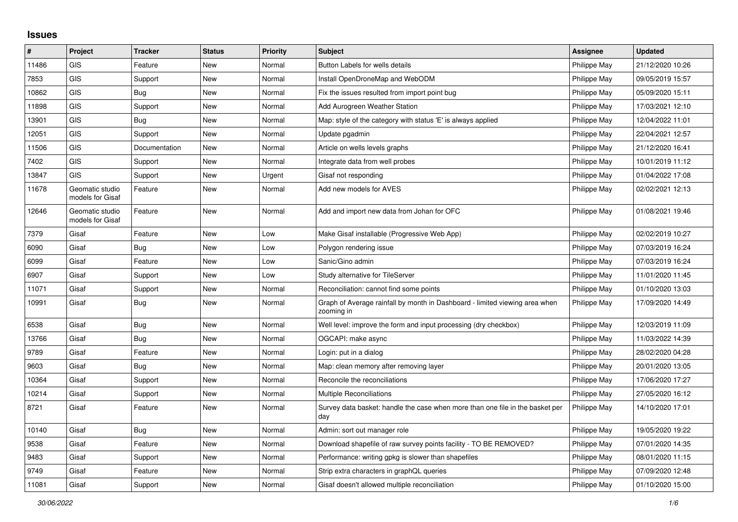## Issues

| # | Project | Tracker | Status | Priority | Subject | Assignee | Updated |
|---|---|---|---|---|---|---|---|
| 11486 | GIS | Feature | New | Normal | Button Labels for wells details | Philippe May | 21/12/2020 10:26 |
| 7853 | GIS | Support | New | Normal | Install OpenDroneMap and WebODM | Philippe May | 09/05/2019 15:57 |
| 10862 | GIS | Bug | New | Normal | Fix the issues resulted from import point bug | Philippe May | 05/09/2020 15:11 |
| 11898 | GIS | Support | New | Normal | Add Aurogreen Weather Station | Philippe May | 17/03/2021 12:10 |
| 13901 | GIS | Bug | New | Normal | Map: style of the category with status 'E' is always applied | Philippe May | 12/04/2022 11:01 |
| 12051 | GIS | Support | New | Normal | Update pgadmin | Philippe May | 22/04/2021 12:57 |
| 11506 | GIS | Documentation | New | Normal | Article on wells levels graphs | Philippe May | 21/12/2020 16:41 |
| 7402 | GIS | Support | New | Normal | Integrate data from well probes | Philippe May | 10/01/2019 11:12 |
| 13847 | GIS | Support | New | Urgent | Gisaf not responding | Philippe May | 01/04/2022 17:08 |
| 11678 | Geomatic studio models for Gisaf | Feature | New | Normal | Add new models for AVES | Philippe May | 02/02/2021 12:13 |
| 12646 | Geomatic studio models for Gisaf | Feature | New | Normal | Add and import new data from Johan for OFC | Philippe May | 01/08/2021 19:46 |
| 7379 | Gisaf | Feature | New | Low | Make Gisaf installable (Progressive Web App) | Philippe May | 02/02/2019 10:27 |
| 6090 | Gisaf | Bug | New | Low | Polygon rendering issue | Philippe May | 07/03/2019 16:24 |
| 6099 | Gisaf | Feature | New | Low | Sanic/Gino admin | Philippe May | 07/03/2019 16:24 |
| 6907 | Gisaf | Support | New | Low | Study alternative for TileServer | Philippe May | 11/01/2020 11:45 |
| 11071 | Gisaf | Support | New | Normal | Reconciliation: cannot find some points | Philippe May | 01/10/2020 13:03 |
| 10991 | Gisaf | Bug | New | Normal | Graph of Average rainfall by month in Dashboard - limited viewing area when zooming in | Philippe May | 17/09/2020 14:49 |
| 6538 | Gisaf | Bug | New | Normal | Well level: improve the form and input processing (dry checkbox) | Philippe May | 12/03/2019 11:09 |
| 13766 | Gisaf | Bug | New | Normal | OGCAPI: make async | Philippe May | 11/03/2022 14:39 |
| 9789 | Gisaf | Feature | New | Normal | Login: put in a dialog | Philippe May | 28/02/2020 04:28 |
| 9603 | Gisaf | Bug | New | Normal | Map: clean memory after removing layer | Philippe May | 20/01/2020 13:05 |
| 10364 | Gisaf | Support | New | Normal | Reconcile the reconciliations | Philippe May | 17/06/2020 17:27 |
| 10214 | Gisaf | Support | New | Normal | Multiple Reconciliations | Philippe May | 27/05/2020 16:12 |
| 8721 | Gisaf | Feature | New | Normal | Survey data basket: handle the case when more than one file in the basket per day | Philippe May | 14/10/2020 17:01 |
| 10140 | Gisaf | Bug | New | Normal | Admin: sort out manager role | Philippe May | 19/05/2020 19:22 |
| 9538 | Gisaf | Feature | New | Normal | Download shapefile of raw survey points facility - TO BE REMOVED? | Philippe May | 07/01/2020 14:35 |
| 9483 | Gisaf | Support | New | Normal | Performance: writing gpkg is slower than shapefiles | Philippe May | 08/01/2020 11:15 |
| 9749 | Gisaf | Feature | New | Normal | Strip extra characters in graphQL queries | Philippe May | 07/09/2020 12:48 |
| 11081 | Gisaf | Support | New | Normal | Gisaf doesn't allowed multiple reconciliation | Philippe May | 01/10/2020 15:00 |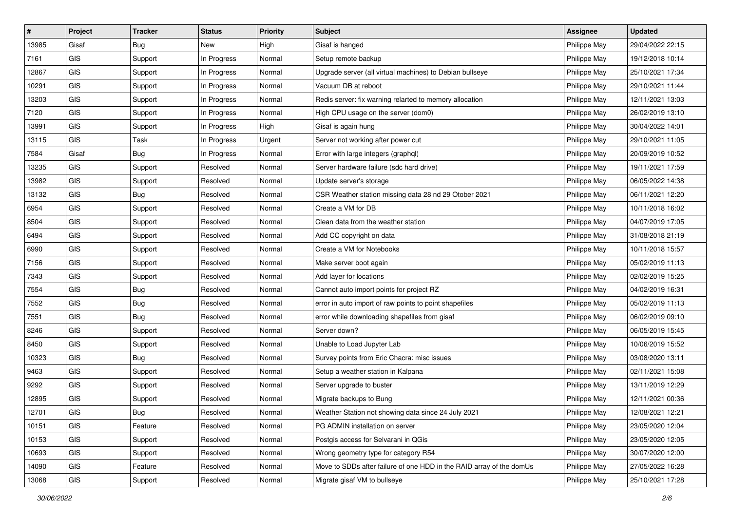| # | Project | Tracker | Status | Priority | Subject | Assignee | Updated |
| --- | --- | --- | --- | --- | --- | --- | --- |
| 13985 | Gisaf | Bug | New | High | Gisaf is hanged | Philippe May | 29/04/2022 22:15 |
| 7161 | GIS | Support | In Progress | Normal | Setup remote backup | Philippe May | 19/12/2018 10:14 |
| 12867 | GIS | Support | In Progress | Normal | Upgrade server (all virtual machines) to Debian bullseye | Philippe May | 25/10/2021 17:34 |
| 10291 | GIS | Support | In Progress | Normal | Vacuum DB at reboot | Philippe May | 29/10/2021 11:44 |
| 13203 | GIS | Support | In Progress | Normal | Redis server: fix warning relarted to memory allocation | Philippe May | 12/11/2021 13:03 |
| 7120 | GIS | Support | In Progress | Normal | High CPU usage on the server (dom0) | Philippe May | 26/02/2019 13:10 |
| 13991 | GIS | Support | In Progress | High | Gisaf is again hung | Philippe May | 30/04/2022 14:01 |
| 13115 | GIS | Task | In Progress | Urgent | Server not working after power cut | Philippe May | 29/10/2021 11:05 |
| 7584 | Gisaf | Bug | In Progress | Normal | Error with large integers (graphql) | Philippe May | 20/09/2019 10:52 |
| 13235 | GIS | Support | Resolved | Normal | Server hardware failure (sdc hard drive) | Philippe May | 19/11/2021 17:59 |
| 13982 | GIS | Support | Resolved | Normal | Update server's storage | Philippe May | 06/05/2022 14:38 |
| 13132 | GIS | Bug | Resolved | Normal | CSR Weather station missing data 28 nd 29 Otober 2021 | Philippe May | 06/11/2021 12:20 |
| 6954 | GIS | Support | Resolved | Normal | Create a VM for DB | Philippe May | 10/11/2018 16:02 |
| 8504 | GIS | Support | Resolved | Normal | Clean data from the weather station | Philippe May | 04/07/2019 17:05 |
| 6494 | GIS | Support | Resolved | Normal | Add CC copyright on data | Philippe May | 31/08/2018 21:19 |
| 6990 | GIS | Support | Resolved | Normal | Create a VM for Notebooks | Philippe May | 10/11/2018 15:57 |
| 7156 | GIS | Support | Resolved | Normal | Make server boot again | Philippe May | 05/02/2019 11:13 |
| 7343 | GIS | Support | Resolved | Normal | Add layer for locations | Philippe May | 02/02/2019 15:25 |
| 7554 | GIS | Bug | Resolved | Normal | Cannot auto import points for project RZ | Philippe May | 04/02/2019 16:31 |
| 7552 | GIS | Bug | Resolved | Normal | error in auto import of raw points to point shapefiles | Philippe May | 05/02/2019 11:13 |
| 7551 | GIS | Bug | Resolved | Normal | error while downloading shapefiles from gisaf | Philippe May | 06/02/2019 09:10 |
| 8246 | GIS | Support | Resolved | Normal | Server down? | Philippe May | 06/05/2019 15:45 |
| 8450 | GIS | Support | Resolved | Normal | Unable to Load Jupyter Lab | Philippe May | 10/06/2019 15:52 |
| 10323 | GIS | Bug | Resolved | Normal | Survey points from Eric Chacra: misc issues | Philippe May | 03/08/2020 13:11 |
| 9463 | GIS | Support | Resolved | Normal | Setup a weather station in Kalpana | Philippe May | 02/11/2021 15:08 |
| 9292 | GIS | Support | Resolved | Normal | Server upgrade to buster | Philippe May | 13/11/2019 12:29 |
| 12895 | GIS | Support | Resolved | Normal | Migrate backups to Bung | Philippe May | 12/11/2021 00:36 |
| 12701 | GIS | Bug | Resolved | Normal | Weather Station not showing data since 24 July 2021 | Philippe May | 12/08/2021 12:21 |
| 10151 | GIS | Feature | Resolved | Normal | PG ADMIN installation on server | Philippe May | 23/05/2020 12:04 |
| 10153 | GIS | Support | Resolved | Normal | Postgis access for Selvarani in QGis | Philippe May | 23/05/2020 12:05 |
| 10693 | GIS | Support | Resolved | Normal | Wrong geometry type for category R54 | Philippe May | 30/07/2020 12:00 |
| 14090 | GIS | Feature | Resolved | Normal | Move to SDDs after failure of one HDD in the RAID array of the domUs | Philippe May | 27/05/2022 16:28 |
| 13068 | GIS | Support | Resolved | Normal | Migrate gisaf VM to bullseye | Philippe May | 25/10/2021 17:28 |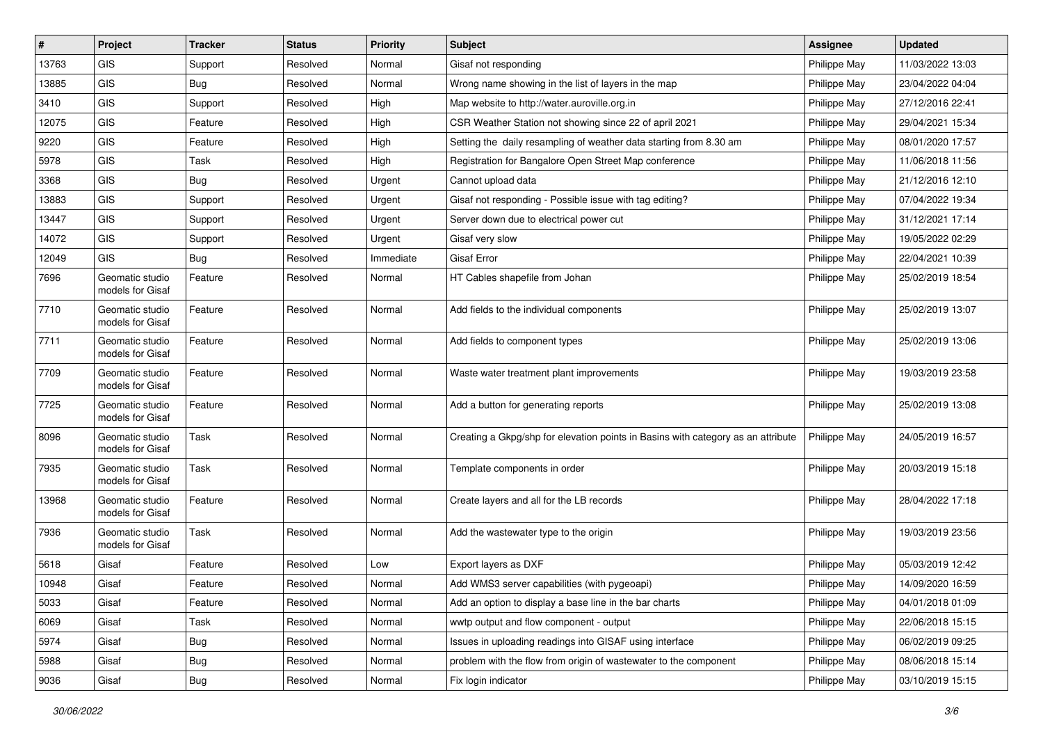| # | Project | Tracker | Status | Priority | Subject | Assignee | Updated |
| --- | --- | --- | --- | --- | --- | --- | --- |
| 13763 | GIS | Support | Resolved | Normal | Gisaf not responding | Philippe May | 11/03/2022 13:03 |
| 13885 | GIS | Bug | Resolved | Normal | Wrong name showing in the list of layers in the map | Philippe May | 23/04/2022 04:04 |
| 3410 | GIS | Support | Resolved | High | Map website to http://water.auroville.org.in | Philippe May | 27/12/2016 22:41 |
| 12075 | GIS | Feature | Resolved | High | CSR Weather Station not showing since 22 of april 2021 | Philippe May | 29/04/2021 15:34 |
| 9220 | GIS | Feature | Resolved | High | Setting the daily resampling of weather data starting from 8.30 am | Philippe May | 08/01/2020 17:57 |
| 5978 | GIS | Task | Resolved | High | Registration for Bangalore Open Street Map conference | Philippe May | 11/06/2018 11:56 |
| 3368 | GIS | Bug | Resolved | Urgent | Cannot upload data | Philippe May | 21/12/2016 12:10 |
| 13883 | GIS | Support | Resolved | Urgent | Gisaf not responding - Possible issue with tag editing? | Philippe May | 07/04/2022 19:34 |
| 13447 | GIS | Support | Resolved | Urgent | Server down due to electrical power cut | Philippe May | 31/12/2021 17:14 |
| 14072 | GIS | Support | Resolved | Urgent | Gisaf very slow | Philippe May | 19/05/2022 02:29 |
| 12049 | GIS | Bug | Resolved | Immediate | Gisaf Error | Philippe May | 22/04/2021 10:39 |
| 7696 | Geomatic studio models for Gisaf | Feature | Resolved | Normal | HT Cables shapefile from Johan | Philippe May | 25/02/2019 18:54 |
| 7710 | Geomatic studio models for Gisaf | Feature | Resolved | Normal | Add fields to the individual components | Philippe May | 25/02/2019 13:07 |
| 7711 | Geomatic studio models for Gisaf | Feature | Resolved | Normal | Add fields to component types | Philippe May | 25/02/2019 13:06 |
| 7709 | Geomatic studio models for Gisaf | Feature | Resolved | Normal | Waste water treatment plant improvements | Philippe May | 19/03/2019 23:58 |
| 7725 | Geomatic studio models for Gisaf | Feature | Resolved | Normal | Add a button for generating reports | Philippe May | 25/02/2019 13:08 |
| 8096 | Geomatic studio models for Gisaf | Task | Resolved | Normal | Creating a Gkpg/shp for elevation points in Basins with category as an attribute | Philippe May | 24/05/2019 16:57 |
| 7935 | Geomatic studio models for Gisaf | Task | Resolved | Normal | Template components in order | Philippe May | 20/03/2019 15:18 |
| 13968 | Geomatic studio models for Gisaf | Feature | Resolved | Normal | Create layers and all for the LB records | Philippe May | 28/04/2022 17:18 |
| 7936 | Geomatic studio models for Gisaf | Task | Resolved | Normal | Add the wastewater type to the origin | Philippe May | 19/03/2019 23:56 |
| 5618 | Gisaf | Feature | Resolved | Low | Export layers as DXF | Philippe May | 05/03/2019 12:42 |
| 10948 | Gisaf | Feature | Resolved | Normal | Add WMS3 server capabilities (with pygeoapi) | Philippe May | 14/09/2020 16:59 |
| 5033 | Gisaf | Feature | Resolved | Normal | Add an option to display a base line in the bar charts | Philippe May | 04/01/2018 01:09 |
| 6069 | Gisaf | Task | Resolved | Normal | wwtp output and flow component - output | Philippe May | 22/06/2018 15:15 |
| 5974 | Gisaf | Bug | Resolved | Normal | Issues in uploading readings into GISAF using interface | Philippe May | 06/02/2019 09:25 |
| 5988 | Gisaf | Bug | Resolved | Normal | problem with the flow from origin of wastewater to the component | Philippe May | 08/06/2018 15:14 |
| 9036 | Gisaf | Bug | Resolved | Normal | Fix login indicator | Philippe May | 03/10/2019 15:15 |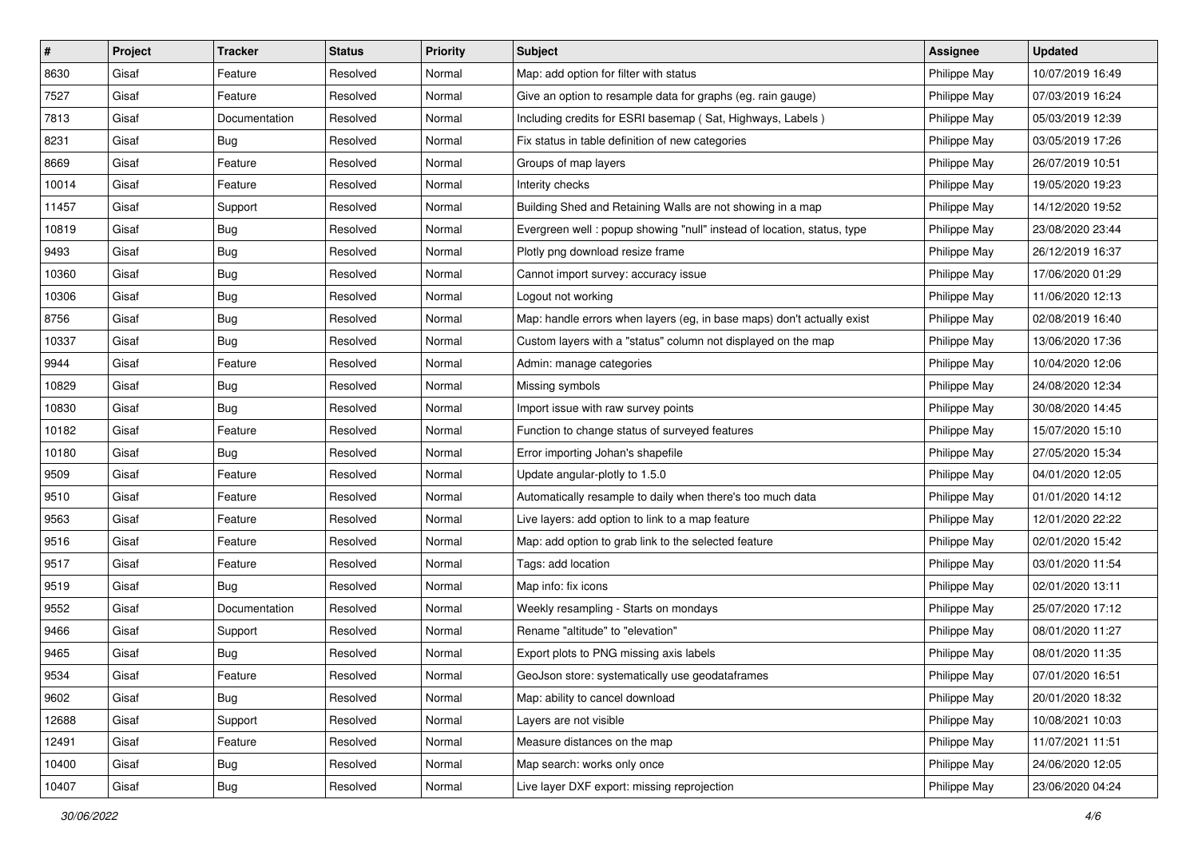| # | Project | Tracker | Status | Priority | Subject | Assignee | Updated |
|---|---|---|---|---|---|---|---|
| 8630 | Gisaf | Feature | Resolved | Normal | Map: add option for filter with status | Philippe May | 10/07/2019 16:49 |
| 7527 | Gisaf | Feature | Resolved | Normal | Give an option to resample data for graphs (eg. rain gauge) | Philippe May | 07/03/2019 16:24 |
| 7813 | Gisaf | Documentation | Resolved | Normal | Including credits for ESRI basemap ( Sat, Highways, Labels ) | Philippe May | 05/03/2019 12:39 |
| 8231 | Gisaf | Bug | Resolved | Normal | Fix status in table definition of new categories | Philippe May | 03/05/2019 17:26 |
| 8669 | Gisaf | Feature | Resolved | Normal | Groups of map layers | Philippe May | 26/07/2019 10:51 |
| 10014 | Gisaf | Feature | Resolved | Normal | Interity checks | Philippe May | 19/05/2020 19:23 |
| 11457 | Gisaf | Support | Resolved | Normal | Building Shed and Retaining Walls are not showing in a map | Philippe May | 14/12/2020 19:52 |
| 10819 | Gisaf | Bug | Resolved | Normal | Evergreen well : popup showing "null" instead of location, status, type | Philippe May | 23/08/2020 23:44 |
| 9493 | Gisaf | Bug | Resolved | Normal | Plotly png download resize frame | Philippe May | 26/12/2019 16:37 |
| 10360 | Gisaf | Bug | Resolved | Normal | Cannot import survey: accuracy issue | Philippe May | 17/06/2020 01:29 |
| 10306 | Gisaf | Bug | Resolved | Normal | Logout not working | Philippe May | 11/06/2020 12:13 |
| 8756 | Gisaf | Bug | Resolved | Normal | Map: handle errors when layers (eg, in base maps) don't actually exist | Philippe May | 02/08/2019 16:40 |
| 10337 | Gisaf | Bug | Resolved | Normal | Custom layers with a "status" column not displayed on the map | Philippe May | 13/06/2020 17:36 |
| 9944 | Gisaf | Feature | Resolved | Normal | Admin: manage categories | Philippe May | 10/04/2020 12:06 |
| 10829 | Gisaf | Bug | Resolved | Normal | Missing symbols | Philippe May | 24/08/2020 12:34 |
| 10830 | Gisaf | Bug | Resolved | Normal | Import issue with raw survey points | Philippe May | 30/08/2020 14:45 |
| 10182 | Gisaf | Feature | Resolved | Normal | Function to change status of surveyed features | Philippe May | 15/07/2020 15:10 |
| 10180 | Gisaf | Bug | Resolved | Normal | Error importing Johan's shapefile | Philippe May | 27/05/2020 15:34 |
| 9509 | Gisaf | Feature | Resolved | Normal | Update angular-plotly to 1.5.0 | Philippe May | 04/01/2020 12:05 |
| 9510 | Gisaf | Feature | Resolved | Normal | Automatically resample to daily when there's too much data | Philippe May | 01/01/2020 14:12 |
| 9563 | Gisaf | Feature | Resolved | Normal | Live layers: add option to link to a map feature | Philippe May | 12/01/2020 22:22 |
| 9516 | Gisaf | Feature | Resolved | Normal | Map: add option to grab link to the selected feature | Philippe May | 02/01/2020 15:42 |
| 9517 | Gisaf | Feature | Resolved | Normal | Tags: add location | Philippe May | 03/01/2020 11:54 |
| 9519 | Gisaf | Bug | Resolved | Normal | Map info: fix icons | Philippe May | 02/01/2020 13:11 |
| 9552 | Gisaf | Documentation | Resolved | Normal | Weekly resampling - Starts on mondays | Philippe May | 25/07/2020 17:12 |
| 9466 | Gisaf | Support | Resolved | Normal | Rename "altitude" to "elevation" | Philippe May | 08/01/2020 11:27 |
| 9465 | Gisaf | Bug | Resolved | Normal | Export plots to PNG missing axis labels | Philippe May | 08/01/2020 11:35 |
| 9534 | Gisaf | Feature | Resolved | Normal | GeoJson store: systematically use geodataframes | Philippe May | 07/01/2020 16:51 |
| 9602 | Gisaf | Bug | Resolved | Normal | Map: ability to cancel download | Philippe May | 20/01/2020 18:32 |
| 12688 | Gisaf | Support | Resolved | Normal | Layers are not visible | Philippe May | 10/08/2021 10:03 |
| 12491 | Gisaf | Feature | Resolved | Normal | Measure distances on the map | Philippe May | 11/07/2021 11:51 |
| 10400 | Gisaf | Bug | Resolved | Normal | Map search: works only once | Philippe May | 24/06/2020 12:05 |
| 10407 | Gisaf | Bug | Resolved | Normal | Live layer DXF export: missing reprojection | Philippe May | 23/06/2020 04:24 |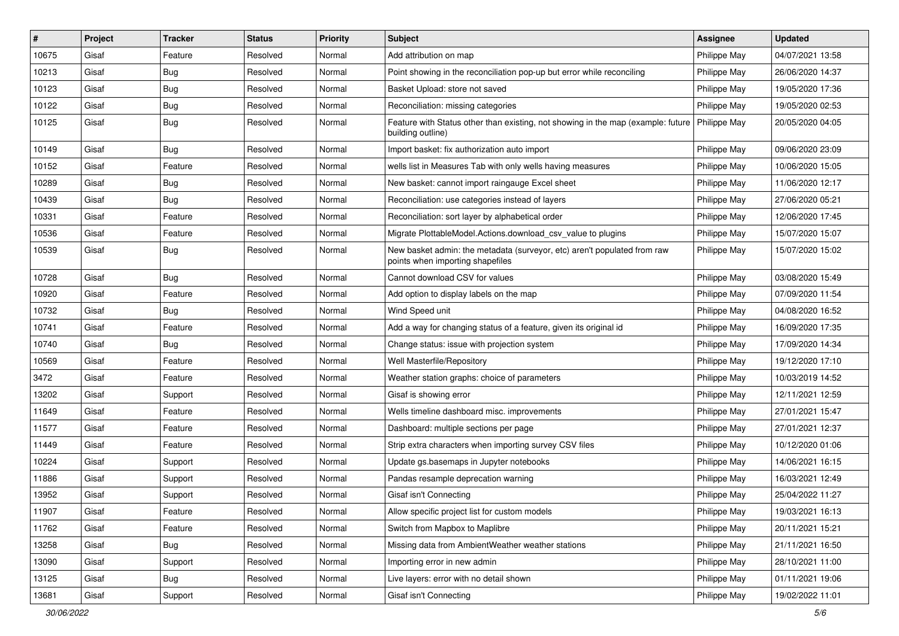| # | Project | Tracker | Status | Priority | Subject | Assignee | Updated |
|---|---|---|---|---|---|---|---|
| 10675 | Gisaf | Feature | Resolved | Normal | Add attribution on map | Philippe May | 04/07/2021 13:58 |
| 10213 | Gisaf | Bug | Resolved | Normal | Point showing in the reconciliation pop-up but error while reconciling | Philippe May | 26/06/2020 14:37 |
| 10123 | Gisaf | Bug | Resolved | Normal | Basket Upload: store not saved | Philippe May | 19/05/2020 17:36 |
| 10122 | Gisaf | Bug | Resolved | Normal | Reconciliation: missing categories | Philippe May | 19/05/2020 02:53 |
| 10125 | Gisaf | Bug | Resolved | Normal | Feature with Status other than existing, not showing in the map (example: future building outline) | Philippe May | 20/05/2020 04:05 |
| 10149 | Gisaf | Bug | Resolved | Normal | Import basket: fix authorization auto import | Philippe May | 09/06/2020 23:09 |
| 10152 | Gisaf | Feature | Resolved | Normal | wells list in Measures Tab with only wells having measures | Philippe May | 10/06/2020 15:05 |
| 10289 | Gisaf | Bug | Resolved | Normal | New basket: cannot import raingauge Excel sheet | Philippe May | 11/06/2020 12:17 |
| 10439 | Gisaf | Bug | Resolved | Normal | Reconciliation: use categories instead of layers | Philippe May | 27/06/2020 05:21 |
| 10331 | Gisaf | Feature | Resolved | Normal | Reconciliation: sort layer by alphabetical order | Philippe May | 12/06/2020 17:45 |
| 10536 | Gisaf | Feature | Resolved | Normal | Migrate PlottableModel.Actions.download_csv_value to plugins | Philippe May | 15/07/2020 15:07 |
| 10539 | Gisaf | Bug | Resolved | Normal | New basket admin: the metadata (surveyor, etc) aren't populated from raw points when importing shapefiles | Philippe May | 15/07/2020 15:02 |
| 10728 | Gisaf | Bug | Resolved | Normal | Cannot download CSV for values | Philippe May | 03/08/2020 15:49 |
| 10920 | Gisaf | Feature | Resolved | Normal | Add option to display labels on the map | Philippe May | 07/09/2020 11:54 |
| 10732 | Gisaf | Bug | Resolved | Normal | Wind Speed unit | Philippe May | 04/08/2020 16:52 |
| 10741 | Gisaf | Feature | Resolved | Normal | Add a way for changing status of a feature, given its original id | Philippe May | 16/09/2020 17:35 |
| 10740 | Gisaf | Bug | Resolved | Normal | Change status: issue with projection system | Philippe May | 17/09/2020 14:34 |
| 10569 | Gisaf | Feature | Resolved | Normal | Well Masterfile/Repository | Philippe May | 19/12/2020 17:10 |
| 3472 | Gisaf | Feature | Resolved | Normal | Weather station graphs: choice of parameters | Philippe May | 10/03/2019 14:52 |
| 13202 | Gisaf | Support | Resolved | Normal | Gisaf is showing error | Philippe May | 12/11/2021 12:59 |
| 11649 | Gisaf | Feature | Resolved | Normal | Wells timeline dashboard misc. improvements | Philippe May | 27/01/2021 15:47 |
| 11577 | Gisaf | Feature | Resolved | Normal | Dashboard: multiple sections per page | Philippe May | 27/01/2021 12:37 |
| 11449 | Gisaf | Feature | Resolved | Normal | Strip extra characters when importing survey CSV files | Philippe May | 10/12/2020 01:06 |
| 10224 | Gisaf | Support | Resolved | Normal | Update gs.basemaps in Jupyter notebooks | Philippe May | 14/06/2021 16:15 |
| 11886 | Gisaf | Support | Resolved | Normal | Pandas resample deprecation warning | Philippe May | 16/03/2021 12:49 |
| 13952 | Gisaf | Support | Resolved | Normal | Gisaf isn't Connecting | Philippe May | 25/04/2022 11:27 |
| 11907 | Gisaf | Feature | Resolved | Normal | Allow specific project list for custom models | Philippe May | 19/03/2021 16:13 |
| 11762 | Gisaf | Feature | Resolved | Normal | Switch from Mapbox to Maplibre | Philippe May | 20/11/2021 15:21 |
| 13258 | Gisaf | Bug | Resolved | Normal | Missing data from AmbientWeather weather stations | Philippe May | 21/11/2021 16:50 |
| 13090 | Gisaf | Support | Resolved | Normal | Importing error in new admin | Philippe May | 28/10/2021 11:00 |
| 13125 | Gisaf | Bug | Resolved | Normal | Live layers: error with no detail shown | Philippe May | 01/11/2021 19:06 |
| 13681 | Gisaf | Support | Resolved | Normal | Gisaf isn't Connecting | Philippe May | 19/02/2022 11:01 |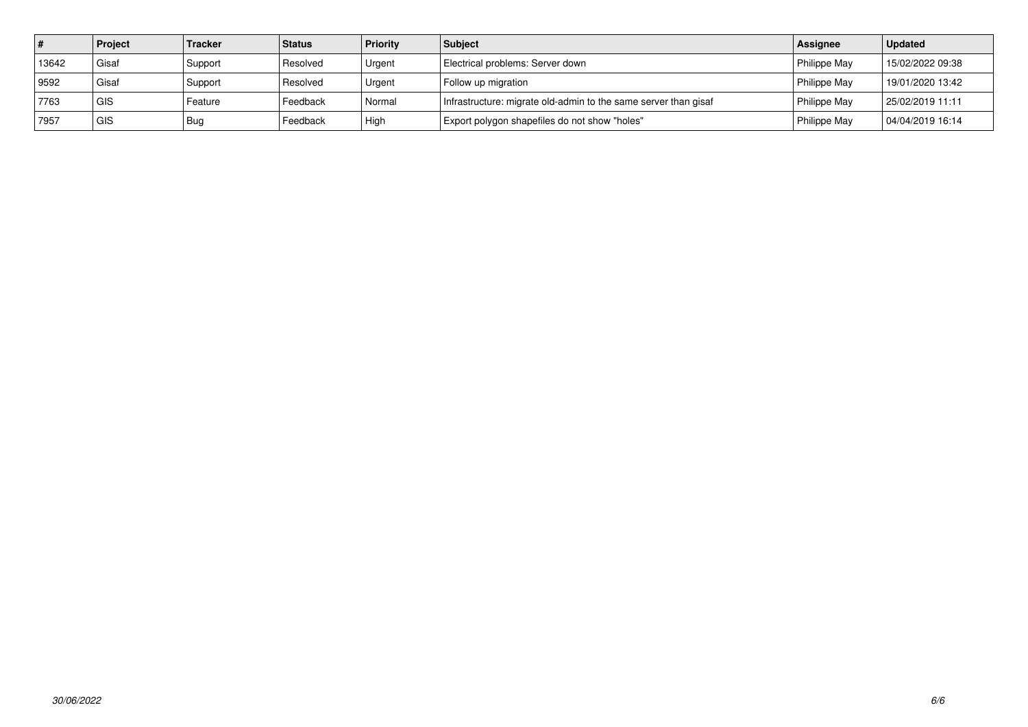| # | Project | Tracker | Status | Priority | Subject | Assignee | Updated |
|---|---|---|---|---|---|---|---|
| 13642 | Gisaf | Support | Resolved | Urgent | Electrical problems: Server down | Philippe May | 15/02/2022 09:38 |
| 9592 | Gisaf | Support | Resolved | Urgent | Follow up migration | Philippe May | 19/01/2020 13:42 |
| 7763 | GIS | Feature | Feedback | Normal | Infrastructure: migrate old-admin to the same server than gisaf | Philippe May | 25/02/2019 11:11 |
| 7957 | GIS | Bug | Feedback | High | Export polygon shapefiles do not show "holes" | Philippe May | 04/04/2019 16:14 |